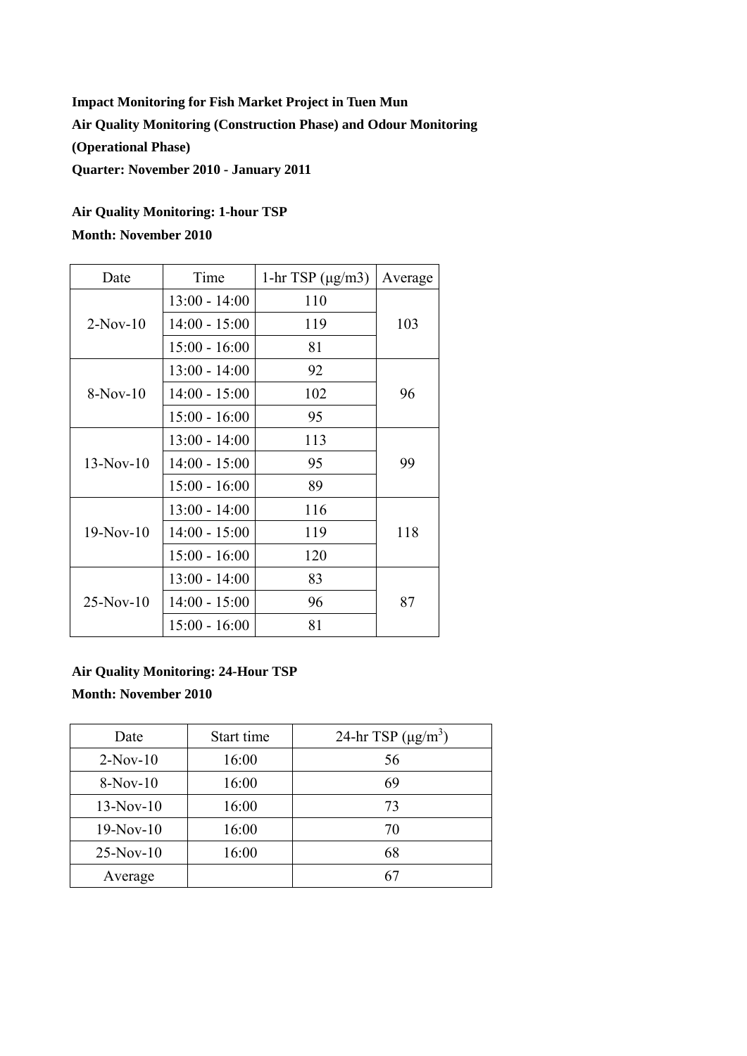**Impact Monitoring for Fish Market Project in Tuen Mun**

**Air Quality Monitoring (Construction Phase) and Odour Monitoring (Operational Phase)**

**Quarter: November 2010 - January 2011**

**Air Quality Monitoring: 1-hour TSP**

**Month: November 2010**

| Date | Time | 1-hr TSP (μg/m3) | Average |
|---|---|---|---|
| 2-Nov-10 | 13:00 - 14:00 | 110 | 103 |
| | 14:00 - 15:00 | 119 | |
| | 15:00 - 16:00 | 81 | |
| 8-Nov-10 | 13:00 - 14:00 | 92 | 96 |
| | 14:00 - 15:00 | 102 | |
| | 15:00 - 16:00 | 95 | |
| 13-Nov-10 | 13:00 - 14:00 | 113 | 99 |
| | 14:00 - 15:00 | 95 | |
| | 15:00 - 16:00 | 89 | |
| 19-Nov-10 | 13:00 - 14:00 | 116 | 118 |
| | 14:00 - 15:00 | 119 | |
| | 15:00 - 16:00 | 120 | |
| 25-Nov-10 | 13:00 - 14:00 | 83 | 87 |
| | 14:00 - 15:00 | 96 | |
| | 15:00 - 16:00 | 81 | |

**Air Quality Monitoring: 24-Hour TSP**

**Month: November 2010**

| Date | Start time | 24-hr TSP ($\mu g/m^3$) |
|---|---|---|
| 2-Nov-10 | 16:00 | 56 |
| 8-Nov-10 | 16:00 | 69 |
| 13-Nov-10 | 16:00 | 73 |
| 19-Nov-10 | 16:00 | 70 |
| 25-Nov-10 | 16:00 | 68 |
| Average | | 67 |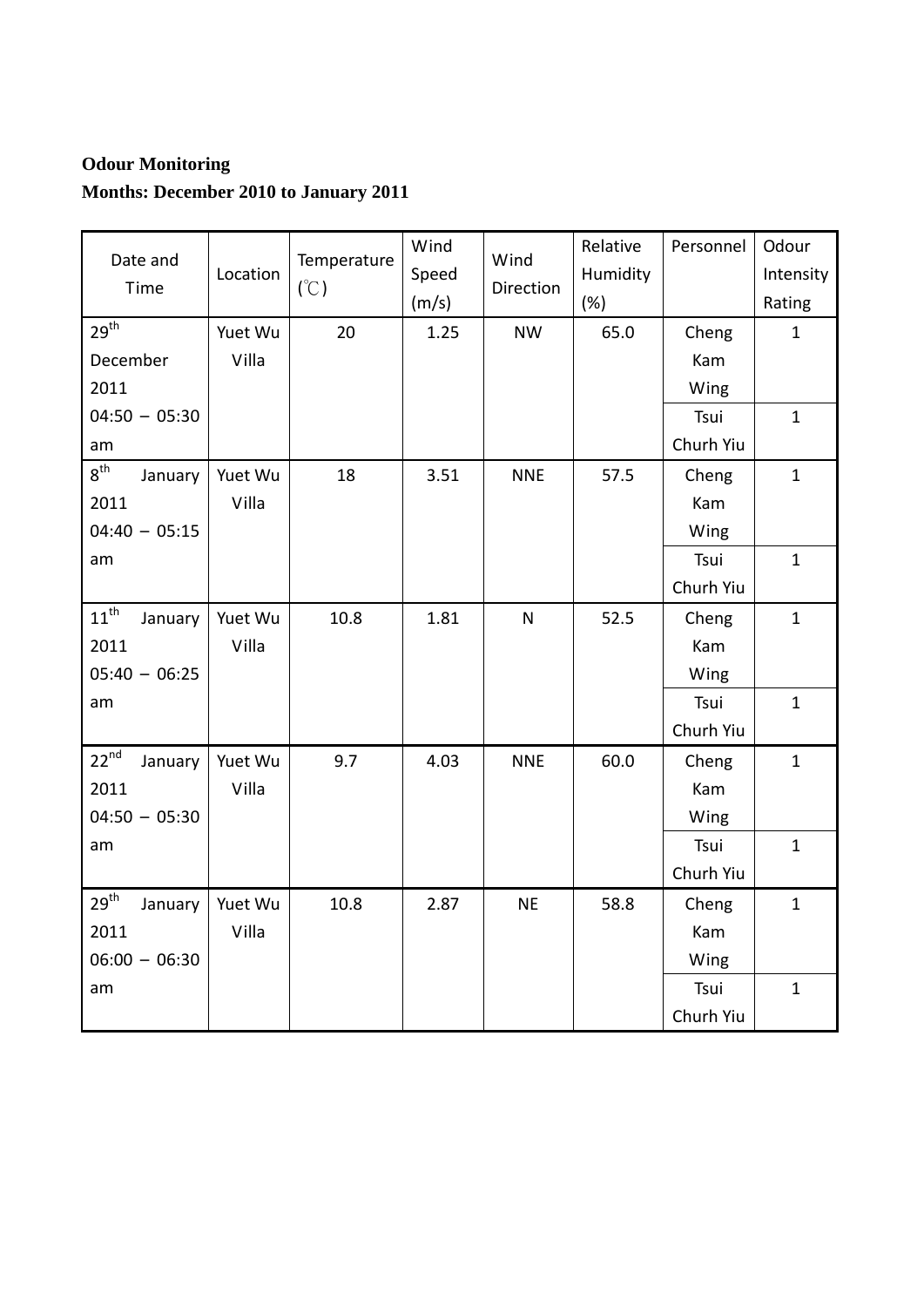**Odour Monitoring**
**Months: December 2010 to January 2011**

| Date and Time | Location | Temperature (℃) | Wind Speed (m/s) | Wind Direction | Relative Humidity (%) | Personnel | Odour Intensity Rating |
|---|---|---|---|---|---|---|---|
| 29th December 2011 04:50 – 05:30 am | Yuet Wu Villa | 20 | 1.25 | NW | 65.0 | Cheng Kam Wing | 1 |
| | | | | | | Tsui Churh Yiu | 1 |
| 8th January 2011 04:40 – 05:15 am | Yuet Wu Villa | 18 | 3.51 | NNE | 57.5 | Cheng Kam Wing | 1 |
| | | | | | | Tsui Churh Yiu | 1 |
| 11th January 2011 05:40 – 06:25 am | Yuet Wu Villa | 10.8 | 1.81 | N | 52.5 | Cheng Kam Wing | 1 |
| | | | | | | Tsui Churh Yiu | 1 |
| 22nd January 2011 04:50 – 05:30 am | Yuet Wu Villa | 9.7 | 4.03 | NNE | 60.0 | Cheng Kam Wing | 1 |
| | | | | | | Tsui Churh Yiu | 1 |
| 29th January 2011 06:00 – 06:30 am | Yuet Wu Villa | 10.8 | 2.87 | NE | 58.8 | Cheng Kam Wing | 1 |
| | | | | | | Tsui Churh Yiu | 1 |